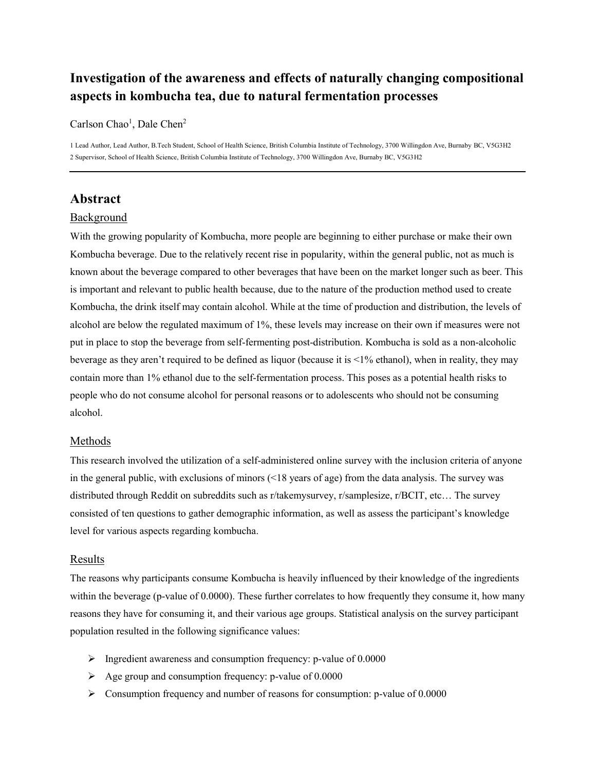# Investigation of the awareness and effects of naturally changing compositional aspects in kombucha tea, due to natural fermentation processes

Carlson Chao[1], Dale Chen[2]

1 Lead Author, Lead Author, B.Tech Student, School of Health Science, British Columbia Institute of Technology, 3700 Willingdon Ave, Burnaby BC, V5G3H2

2 Supervisor, School of Health Science, British Columbia Institute of Technology, 3700 Willingdon Ave, Burnaby BC, V5G3H2

## Abstract

### Background

With the growing popularity of Kombucha, more people are beginning to either purchase or make their own Kombucha beverage. Due to the relatively recent rise in popularity, within the general public, not as much is known about the beverage compared to other beverages that have been on the market longer such as beer. This is important and relevant to public health because, due to the nature of the production method used to create Kombucha, the drink itself may contain alcohol. While at the time of production and distribution, the levels of alcohol are below the regulated maximum of 1%, these levels may increase on their own if measures were not put in place to stop the beverage from self-fermenting post-distribution. Kombucha is sold as a non-alcoholic beverage as they aren't required to be defined as liquor (because it is <1% ethanol), when in reality, they may contain more than 1% ethanol due to the self-fermentation process. This poses as a potential health risks to people who do not consume alcohol for personal reasons or to adolescents who should not be consuming alcohol.

### Methods

This research involved the utilization of a self-administered online survey with the inclusion criteria of anyone in the general public, with exclusions of minors (<18 years of age) from the data analysis. The survey was distributed through Reddit on subreddits such as r/takemysurvey, r/samplesize, r/BCIT, etc… The survey consisted of ten questions to gather demographic information, as well as assess the participant's knowledge level for various aspects regarding kombucha.

### Results

The reasons why participants consume Kombucha is heavily influenced by their knowledge of the ingredients within the beverage (p-value of 0.0000). These further correlates to how frequently they consume it, how many reasons they have for consuming it, and their various age groups. Statistical analysis on the survey participant population resulted in the following significance values:

- Ingredient awareness and consumption frequency: p-value of 0.0000
- Age group and consumption frequency: p-value of 0.0000
- Consumption frequency and number of reasons for consumption: p-value of 0.0000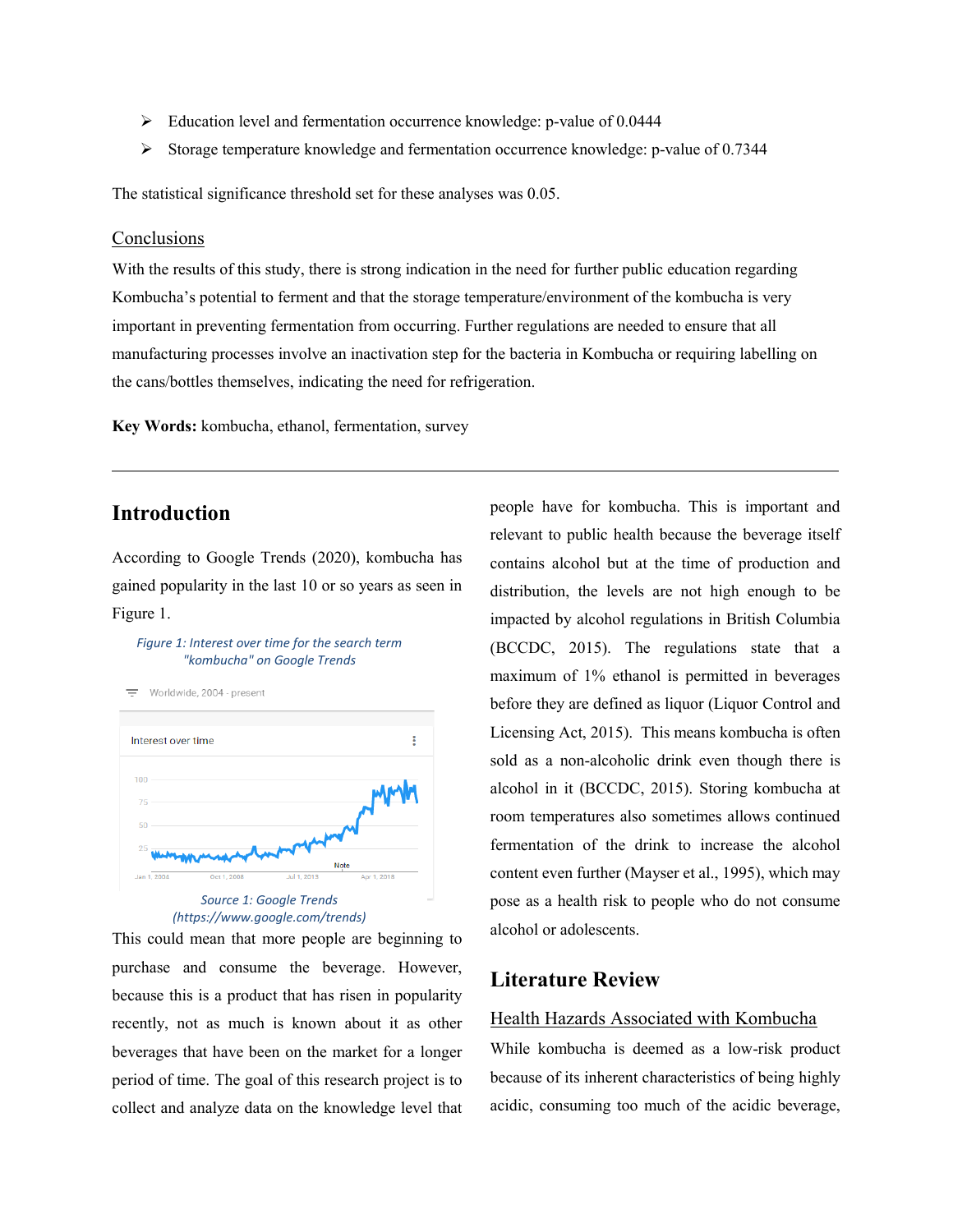- Education level and fermentation occurrence knowledge: p-value of 0.0444
- Storage temperature knowledge and fermentation occurrence knowledge: p-value of 0.7344

The statistical significance threshold set for these analyses was 0.05.

## Conclusions

With the results of this study, there is strong indication in the need for further public education regarding Kombucha's potential to ferment and that the storage temperature/environment of the kombucha is very important in preventing fermentation from occurring. Further regulations are needed to ensure that all manufacturing processes involve an inactivation step for the bacteria in Kombucha or requiring labelling on the cans/bottles themselves, indicating the need for refrigeration.

**Key Words:** kombucha, ethanol, fermentation, survey

---

# Introduction

According to Google Trends (2020), kombucha has gained popularity in the last 10 or so years as seen in Figure 1.

*Figure 1: Interest over time for the search term "kombucha" on Google Trends*

*Source 1: Google Trends (https://www.google.com/trends)*

This could mean that more people are beginning to purchase and consume the beverage. However, because this is a product that has risen in popularity recently, not as much is known about it as other beverages that have been on the market for a longer period of time. The goal of this research project is to collect and analyze data on the knowledge level that people have for kombucha. This is important and relevant to public health because the beverage itself contains alcohol but at the time of production and distribution, the levels are not high enough to be impacted by alcohol regulations in British Columbia (BCCDC, 2015). The regulations state that a maximum of 1% ethanol is permitted in beverages before they are defined as liquor (Liquor Control and Licensing Act, 2015). This means kombucha is often sold as a non-alcoholic drink even though there is alcohol in it (BCCDC, 2015). Storing kombucha at room temperatures also sometimes allows continued fermentation of the drink to increase the alcohol content even further (Mayser et al., 1995), which may pose as a health risk to people who do not consume alcohol or adolescents.

# Literature Review

## Health Hazards Associated with Kombucha

While kombucha is deemed as a low-risk product because of its inherent characteristics of being highly acidic, consuming too much of the acidic beverage,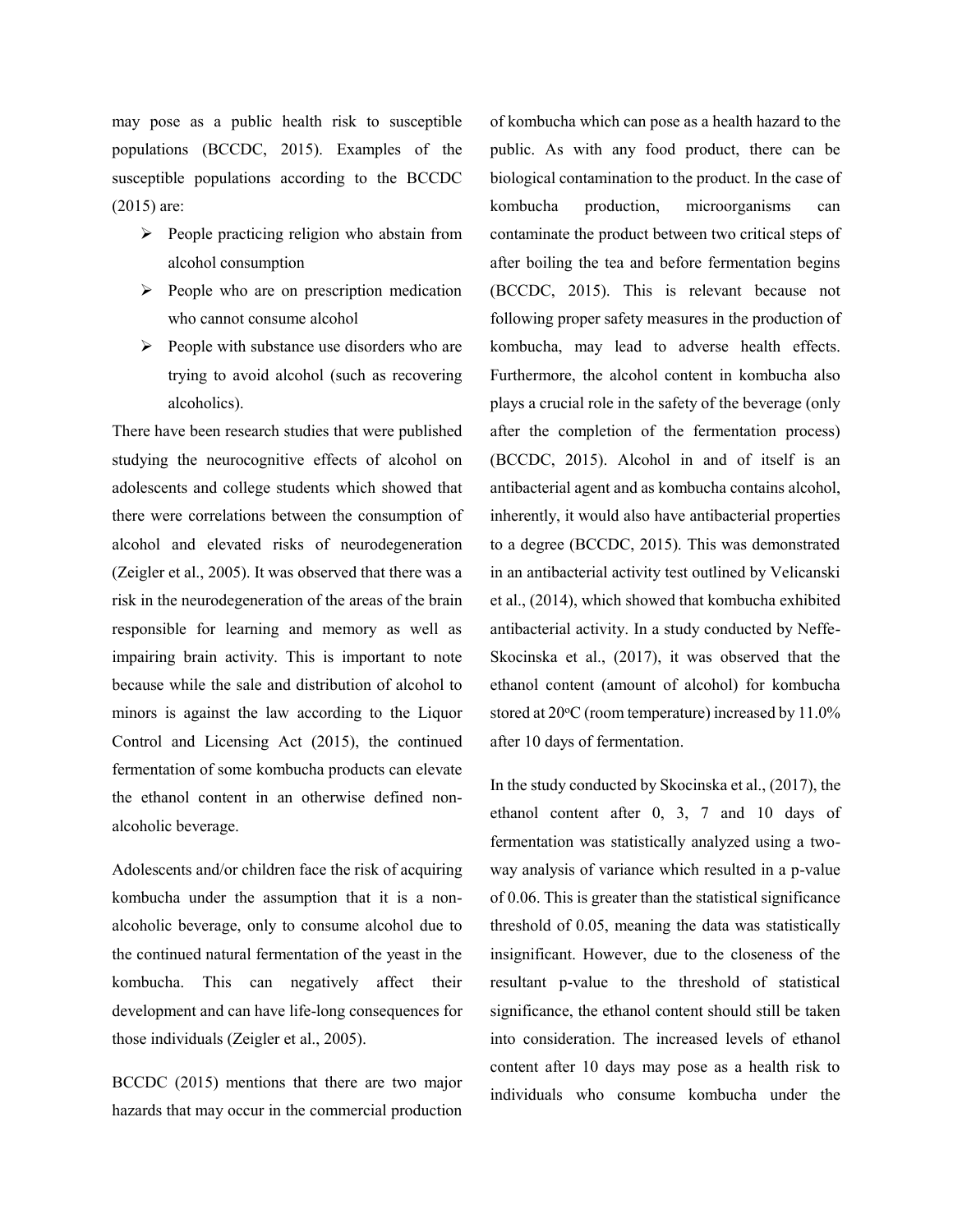may pose as a public health risk to susceptible populations (BCCDC, 2015). Examples of the susceptible populations according to the BCCDC (2015) are:

- People practicing religion who abstain from alcohol consumption
- People who are on prescription medication who cannot consume alcohol
- People with substance use disorders who are trying to avoid alcohol (such as recovering alcoholics).

There have been research studies that were published studying the neurocognitive effects of alcohol on adolescents and college students which showed that there were correlations between the consumption of alcohol and elevated risks of neurodegeneration (Zeigler et al., 2005). It was observed that there was a risk in the neurodegeneration of the areas of the brain responsible for learning and memory as well as impairing brain activity. This is important to note because while the sale and distribution of alcohol to minors is against the law according to the Liquor Control and Licensing Act (2015), the continued fermentation of some kombucha products can elevate the ethanol content in an otherwise defined non-alcoholic beverage.

Adolescents and/or children face the risk of acquiring kombucha under the assumption that it is a non-alcoholic beverage, only to consume alcohol due to the continued natural fermentation of the yeast in the kombucha. This can negatively affect their development and can have life-long consequences for those individuals (Zeigler et al., 2005).

BCCDC (2015) mentions that there are two major hazards that may occur in the commercial production of kombucha which can pose as a health hazard to the public. As with any food product, there can be biological contamination to the product. In the case of kombucha production, microorganisms can contaminate the product between two critical steps of after boiling the tea and before fermentation begins (BCCDC, 2015). This is relevant because not following proper safety measures in the production of kombucha, may lead to adverse health effects. Furthermore, the alcohol content in kombucha also plays a crucial role in the safety of the beverage (only after the completion of the fermentation process) (BCCDC, 2015). Alcohol in and of itself is an antibacterial agent and as kombucha contains alcohol, inherently, it would also have antibacterial properties to a degree (BCCDC, 2015). This was demonstrated in an antibacterial activity test outlined by Velicanski et al., (2014), which showed that kombucha exhibited antibacterial activity. In a study conducted by Neffe-Skocinska et al., (2017), it was observed that the ethanol content (amount of alcohol) for kombucha stored at 20°C (room temperature) increased by 11.0% after 10 days of fermentation.

In the study conducted by Skocinska et al., (2017), the ethanol content after 0, 3, 7 and 10 days of fermentation was statistically analyzed using a two-way analysis of variance which resulted in a p-value of 0.06. This is greater than the statistical significance threshold of 0.05, meaning the data was statistically insignificant. However, due to the closeness of the resultant p-value to the threshold of statistical significance, the ethanol content should still be taken into consideration. The increased levels of ethanol content after 10 days may pose as a health risk to individuals who consume kombucha under the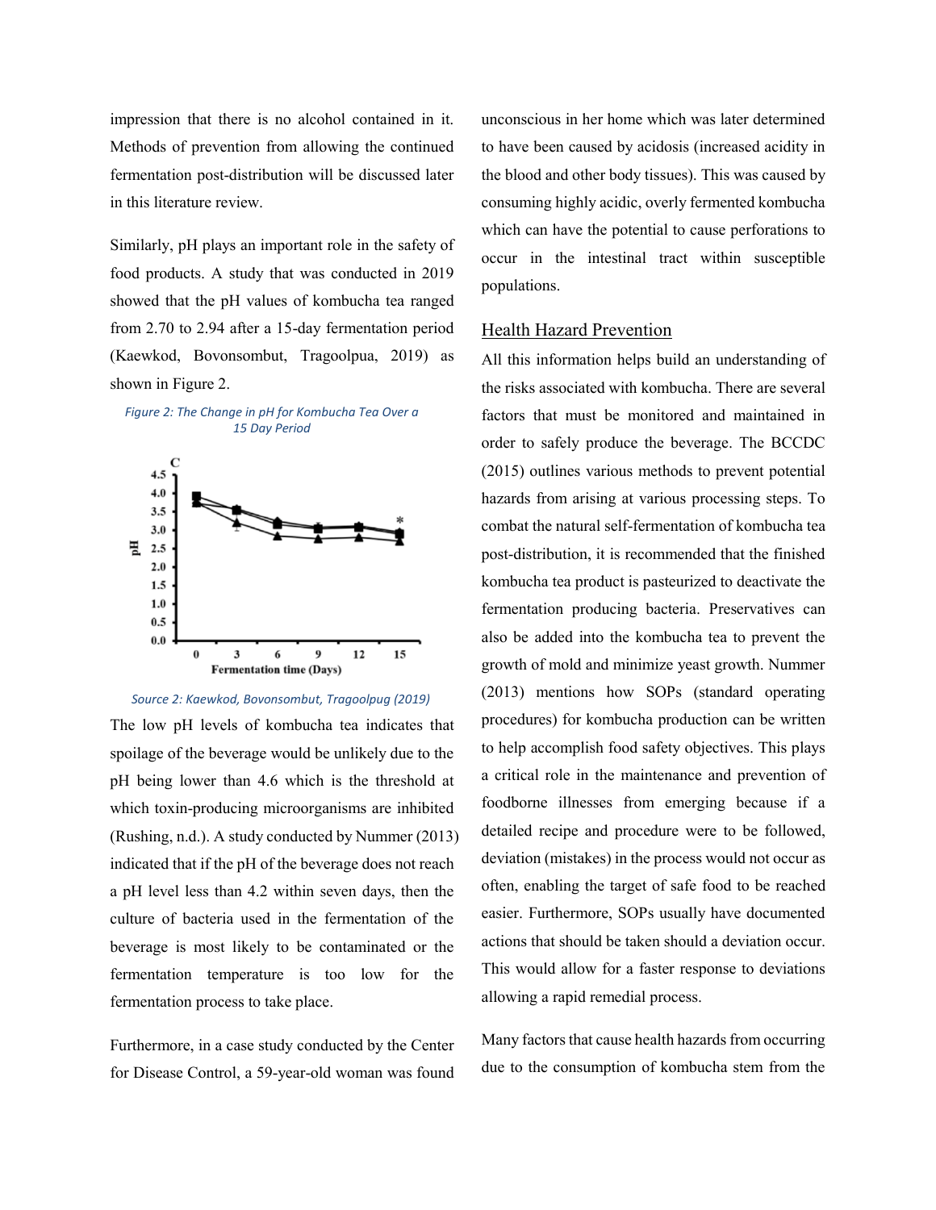impression that there is no alcohol contained in it. Methods of prevention from allowing the continued fermentation post-distribution will be discussed later in this literature review.

Similarly, pH plays an important role in the safety of food products. A study that was conducted in 2019 showed that the pH values of kombucha tea ranged from 2.70 to 2.94 after a 15-day fermentation period (Kaewkod, Bovonsombut, Tragoolpua, 2019) as shown in Figure 2.

*Figure 2: The Change in pH for Kombucha Tea Over a 15 Day Period*

*Source 2: Kaewkod, Bovonsombut, Tragoolpug (2019)*

The low pH levels of kombucha tea indicates that spoilage of the beverage would be unlikely due to the pH being lower than 4.6 which is the threshold at which toxin-producing microorganisms are inhibited (Rushing, n.d.). A study conducted by Nummer (2013) indicated that if the pH of the beverage does not reach a pH level less than 4.2 within seven days, then the culture of bacteria used in the fermentation of the beverage is most likely to be contaminated or the fermentation temperature is too low for the fermentation process to take place.

Furthermore, in a case study conducted by the Center for Disease Control, a 59-year-old woman was found unconscious in her home which was later determined to have been caused by acidosis (increased acidity in the blood and other body tissues). This was caused by consuming highly acidic, overly fermented kombucha which can have the potential to cause perforations to occur in the intestinal tract within susceptible populations.

## Health Hazard Prevention

All this information helps build an understanding of the risks associated with kombucha. There are several factors that must be monitored and maintained in order to safely produce the beverage. The BCCDC (2015) outlines various methods to prevent potential hazards from arising at various processing steps. To combat the natural self-fermentation of kombucha tea post-distribution, it is recommended that the finished kombucha tea product is pasteurized to deactivate the fermentation producing bacteria. Preservatives can also be added into the kombucha tea to prevent the growth of mold and minimize yeast growth. Nummer (2013) mentions how SOPs (standard operating procedures) for kombucha production can be written to help accomplish food safety objectives. This plays a critical role in the maintenance and prevention of foodborne illnesses from emerging because if a detailed recipe and procedure were to be followed, deviation (mistakes) in the process would not occur as often, enabling the target of safe food to be reached easier. Furthermore, SOPs usually have documented actions that should be taken should a deviation occur. This would allow for a faster response to deviations allowing a rapid remedial process.

Many factors that cause health hazards from occurring due to the consumption of kombucha stem from the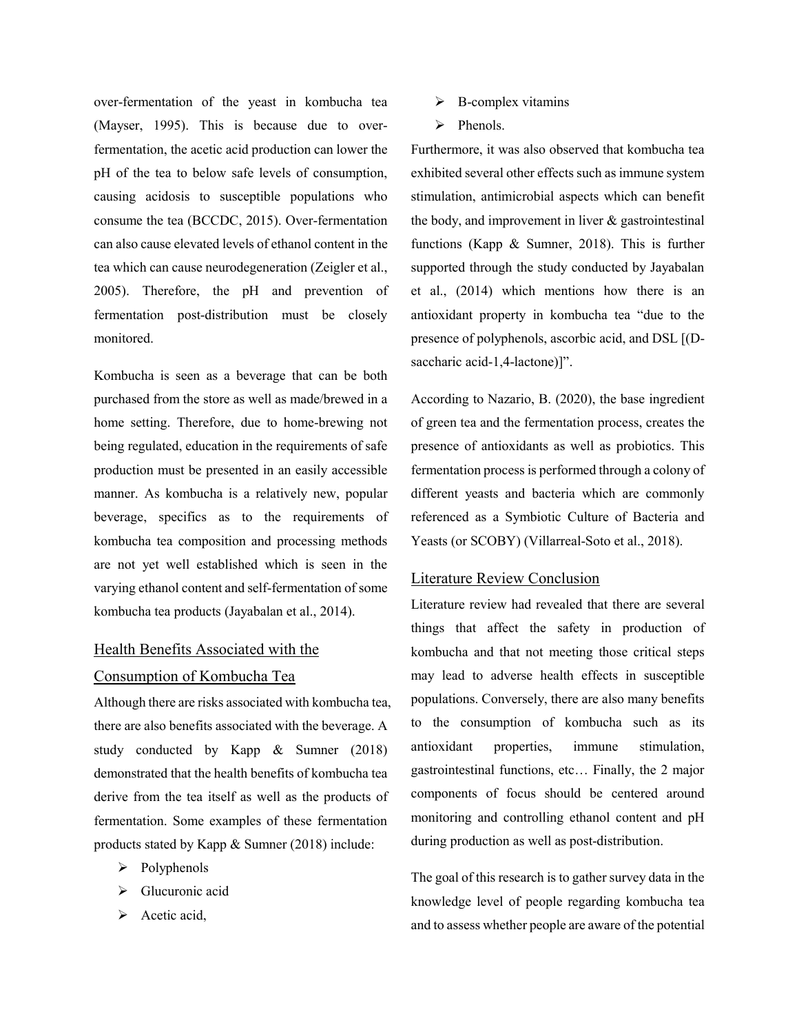over-fermentation of the yeast in kombucha tea (Mayser, 1995). This is because due to over-fermentation, the acetic acid production can lower the pH of the tea to below safe levels of consumption, causing acidosis to susceptible populations who consume the tea (BCCDC, 2015). Over-fermentation can also cause elevated levels of ethanol content in the tea which can cause neurodegeneration (Zeigler et al., 2005). Therefore, the pH and prevention of fermentation post-distribution must be closely monitored.

Kombucha is seen as a beverage that can be both purchased from the store as well as made/brewed in a home setting. Therefore, due to home-brewing not being regulated, education in the requirements of safe production must be presented in an easily accessible manner. As kombucha is a relatively new, popular beverage, specifics as to the requirements of kombucha tea composition and processing methods are not yet well established which is seen in the varying ethanol content and self-fermentation of some kombucha tea products (Jayabalan et al., 2014).

## Health Benefits Associated with the Consumption of Kombucha Tea

Although there are risks associated with kombucha tea, there are also benefits associated with the beverage. A study conducted by Kapp & Sumner (2018) demonstrated that the health benefits of kombucha tea derive from the tea itself as well as the products of fermentation. Some examples of these fermentation products stated by Kapp & Sumner (2018) include:

- Polyphenols
- Glucuronic acid
- Acetic acid,
- B-complex vitamins
- Phenols.

Furthermore, it was also observed that kombucha tea exhibited several other effects such as immune system stimulation, antimicrobial aspects which can benefit the body, and improvement in liver & gastrointestinal functions (Kapp & Sumner, 2018). This is further supported through the study conducted by Jayabalan et al., (2014) which mentions how there is an antioxidant property in kombucha tea "due to the presence of polyphenols, ascorbic acid, and DSL [(D-saccharic acid-1,4-lactone)]".

According to Nazario, B. (2020), the base ingredient of green tea and the fermentation process, creates the presence of antioxidants as well as probiotics. This fermentation process is performed through a colony of different yeasts and bacteria which are commonly referenced as a Symbiotic Culture of Bacteria and Yeasts (or SCOBY) (Villarreal-Soto et al., 2018).

## Literature Review Conclusion

Literature review had revealed that there are several things that affect the safety in production of kombucha and that not meeting those critical steps may lead to adverse health effects in susceptible populations. Conversely, there are also many benefits to the consumption of kombucha such as its antioxidant properties, immune stimulation, gastrointestinal functions, etc… Finally, the 2 major components of focus should be centered around monitoring and controlling ethanol content and pH during production as well as post-distribution.

The goal of this research is to gather survey data in the knowledge level of people regarding kombucha tea and to assess whether people are aware of the potential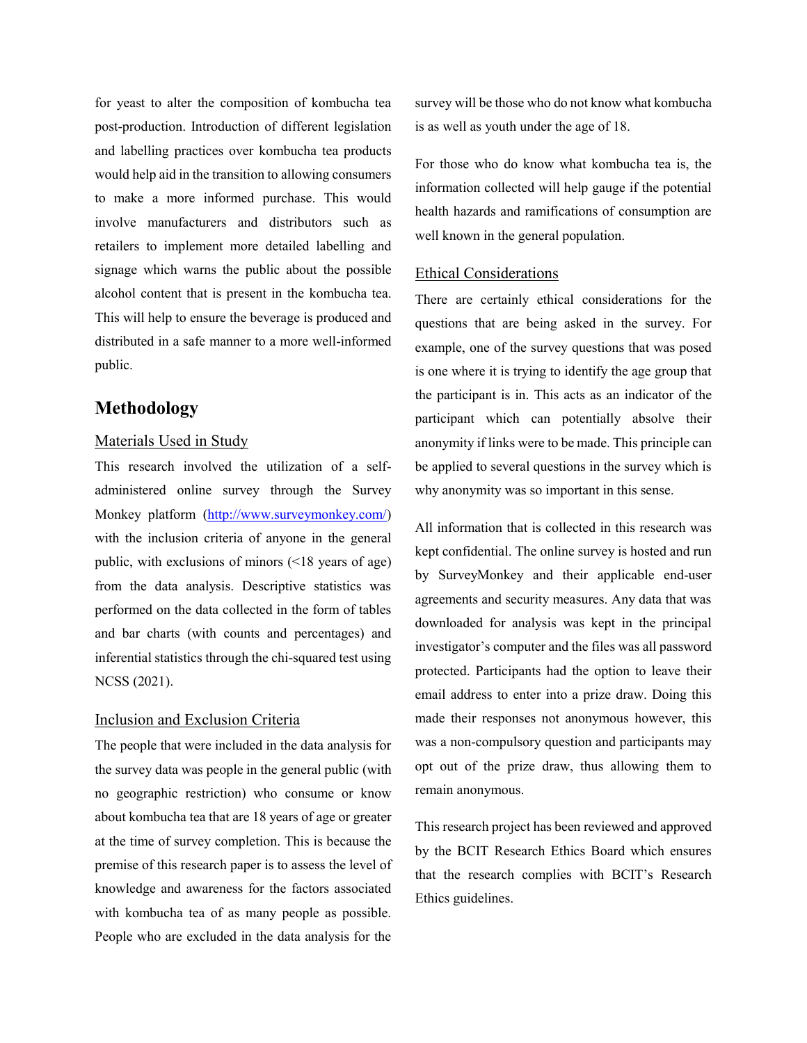for yeast to alter the composition of kombucha tea post-production. Introduction of different legislation and labelling practices over kombucha tea products would help aid in the transition to allowing consumers to make a more informed purchase. This would involve manufacturers and distributors such as retailers to implement more detailed labelling and signage which warns the public about the possible alcohol content that is present in the kombucha tea. This will help to ensure the beverage is produced and distributed in a safe manner to a more well-informed public.

## Methodology

### Materials Used in Study

This research involved the utilization of a self-administered online survey through the Survey Monkey platform (http://www.surveymonkey.com/) with the inclusion criteria of anyone in the general public, with exclusions of minors (<18 years of age) from the data analysis. Descriptive statistics was performed on the data collected in the form of tables and bar charts (with counts and percentages) and inferential statistics through the chi-squared test using NCSS (2021).

### Inclusion and Exclusion Criteria

The people that were included in the data analysis for the survey data was people in the general public (with no geographic restriction) who consume or know about kombucha tea that are 18 years of age or greater at the time of survey completion. This is because the premise of this research paper is to assess the level of knowledge and awareness for the factors associated with kombucha tea of as many people as possible. People who are excluded in the data analysis for the survey will be those who do not know what kombucha is as well as youth under the age of 18.

For those who do know what kombucha tea is, the information collected will help gauge if the potential health hazards and ramifications of consumption are well known in the general population.

### Ethical Considerations

There are certainly ethical considerations for the questions that are being asked in the survey. For example, one of the survey questions that was posed is one where it is trying to identify the age group that the participant is in. This acts as an indicator of the participant which can potentially absolve their anonymity if links were to be made. This principle can be applied to several questions in the survey which is why anonymity was so important in this sense.

All information that is collected in this research was kept confidential. The online survey is hosted and run by SurveyMonkey and their applicable end-user agreements and security measures. Any data that was downloaded for analysis was kept in the principal investigator's computer and the files was all password protected. Participants had the option to leave their email address to enter into a prize draw. Doing this made their responses not anonymous however, this was a non-compulsory question and participants may opt out of the prize draw, thus allowing them to remain anonymous.

This research project has been reviewed and approved by the BCIT Research Ethics Board which ensures that the research complies with BCIT's Research Ethics guidelines.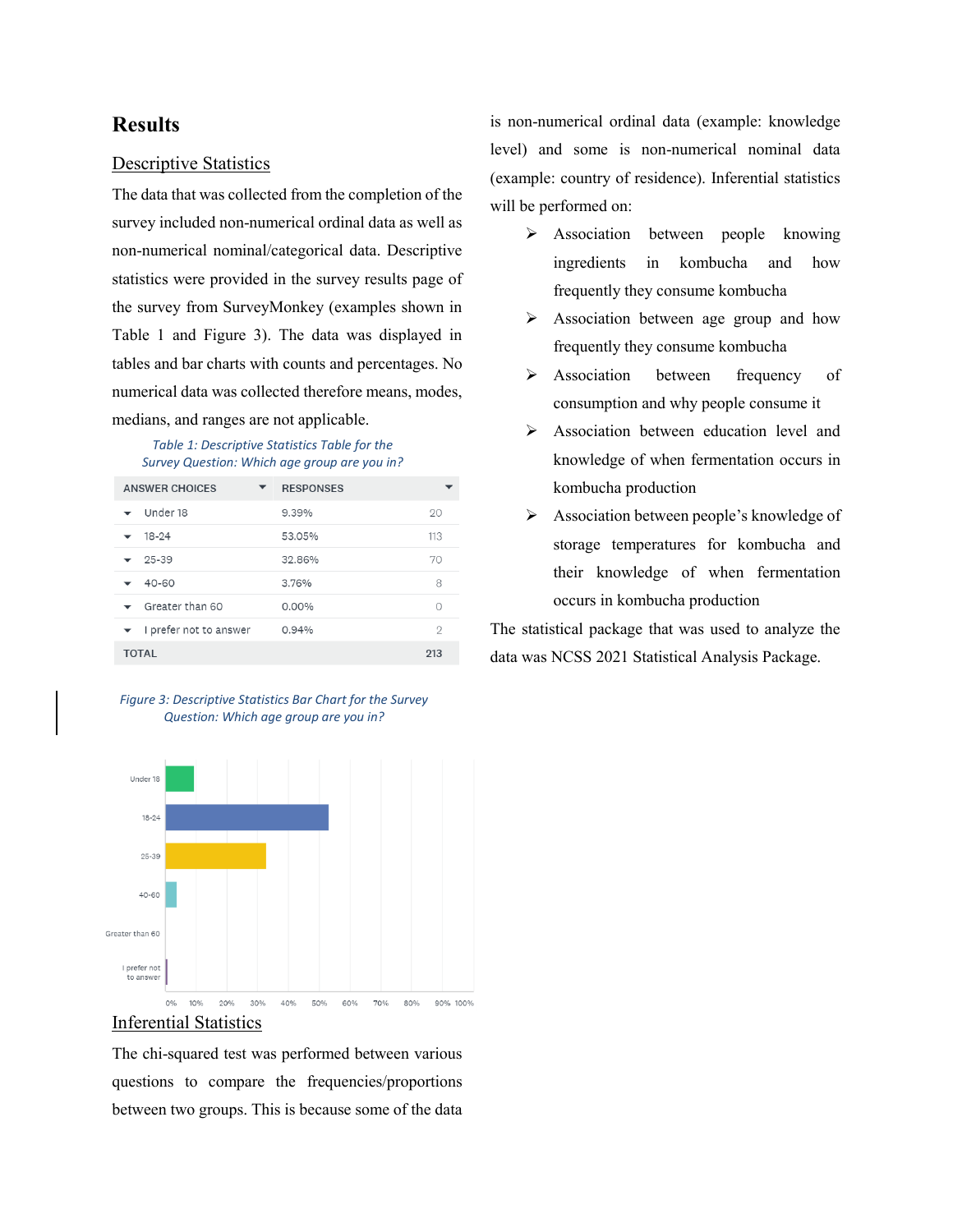## Results

### Descriptive Statistics

The data that was collected from the completion of the survey included non-numerical ordinal data as well as non-numerical nominal/categorical data. Descriptive statistics were provided in the survey results page of the survey from SurveyMonkey (examples shown in Table 1 and Figure 3). The data was displayed in tables and bar charts with counts and percentages. No numerical data was collected therefore means, modes, medians, and ranges are not applicable.

*Table 1: Descriptive Statistics Table for the Survey Question: Which age group are you in?*

| ANSWER CHOICES | RESPONSES | |
|---|---|---|
| Under 18 | 9.39% | 20 |
| 18-24 | 53.05% | 113 |
| 25-39 | 32.86% | 70 |
| 40-60 | 3.76% | 8 |
| Greater than 60 | 0.00% | 0 |
| I prefer not to answer | 0.94% | 2 |
| TOTAL | | 213 |

*Figure 3: Descriptive Statistics Bar Chart for the Survey Question: Which age group are you in?*

### Inferential Statistics

The chi-squared test was performed between various questions to compare the frequencies/proportions between two groups. This is because some of the data is non-numerical ordinal data (example: knowledge level) and some is non-numerical nominal data (example: country of residence). Inferential statistics will be performed on:

- Association between people knowing ingredients in kombucha and how frequently they consume kombucha
- Association between age group and how frequently they consume kombucha
- Association between frequency of consumption and why people consume it
- Association between education level and knowledge of when fermentation occurs in kombucha production
- Association between people's knowledge of storage temperatures for kombucha and their knowledge of when fermentation occurs in kombucha production

The statistical package that was used to analyze the data was NCSS 2021 Statistical Analysis Package.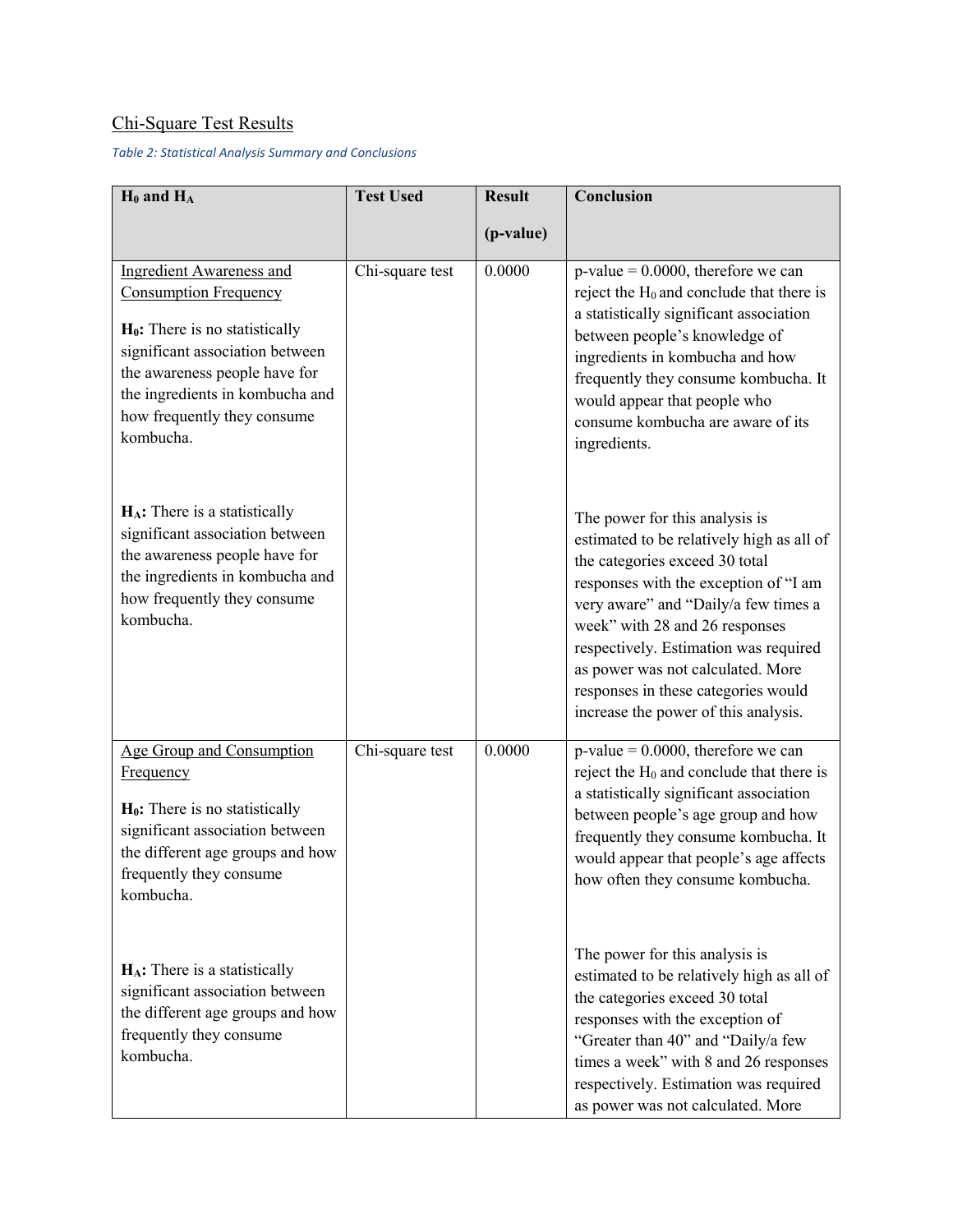## Chi-Square Test Results

*Table 2: Statistical Analysis Summary and Conclusions*

| $H_0$ and $H_A$ | Test Used | Result (p-value) | Conclusion |
|---|---|---|---|
| Ingredient Awareness and Consumption Frequency<br><br>**$H_0$:** There is no statistically significant association between the awareness people have for the ingredients in kombucha and how frequently they consume kombucha.<br><br>**$H_A$:** There is a statistically significant association between the awareness people have for the ingredients in kombucha and how frequently they consume kombucha. | Chi-square test | 0.0000 | p-value = 0.0000, therefore we can reject the $H_0$ and conclude that there is a statistically significant association between people's knowledge of ingredients in kombucha and how frequently they consume kombucha. It would appear that people who consume kombucha are aware of its ingredients.<br><br>The power for this analysis is estimated to be relatively high as all of the categories exceed 30 total responses with the exception of "I am very aware" and "Daily/a few times a week" with 28 and 26 responses respectively. Estimation was required as power was not calculated. More responses in these categories would increase the power of this analysis. |
| Age Group and Consumption Frequency<br><br>**$H_0$:** There is no statistically significant association between the different age groups and how frequently they consume kombucha.<br><br>**$H_A$:** There is a statistically significant association between the different age groups and how frequently they consume kombucha. | Chi-square test | 0.0000 | p-value = 0.0000, therefore we can reject the $H_0$ and conclude that there is a statistically significant association between people's age group and how frequently they consume kombucha. It would appear that people's age affects how often they consume kombucha.<br><br>The power for this analysis is estimated to be relatively high as all of the categories exceed 30 total responses with the exception of "Greater than 40" and "Daily/a few times a week" with 8 and 26 responses respectively. Estimation was required as power was not calculated. More |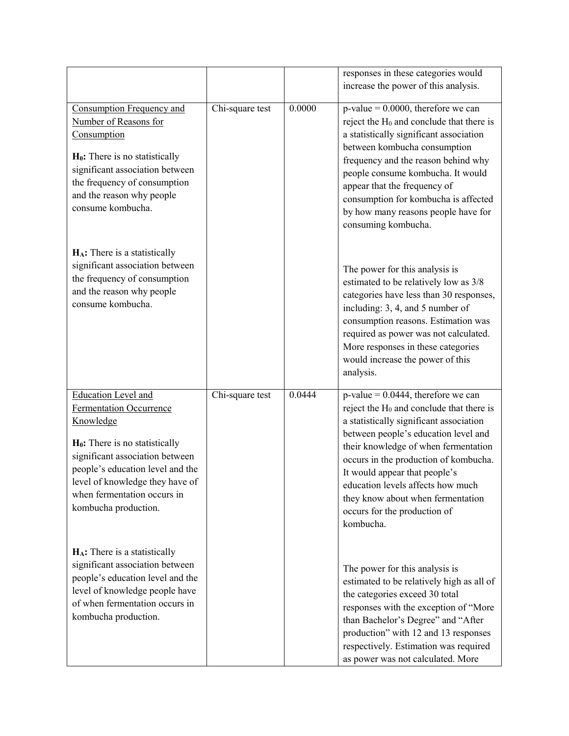| | | | |
|---|---|---|---|
| | | | responses in these categories would increase the power of this analysis. |
| <u>Consumption Frequency and Number of Reasons for Consumption</u><br><br>**$H_0$:** There is no statistically significant association between the frequency of consumption and the reason why people consume kombucha.<br><br>**$H_A$:** There is a statistically significant association between the frequency of consumption and the reason why people consume kombucha. | Chi-square test | 0.0000 | p-value = 0.0000, therefore we can reject the $H_0$ and conclude that there is a statistically significant association between kombucha consumption frequency and the reason behind why people consume kombucha. It would appear that the frequency of consumption for kombucha is affected by how many reasons people have for consuming kombucha.<br><br>The power for this analysis is estimated to be relatively low as 3/8 categories have less than 30 responses, including: 3, 4, and 5 number of consumption reasons. Estimation was required as power was not calculated. More responses in these categories would increase the power of this analysis. |
| <u>Education Level and Fermentation Occurrence Knowledge</u><br><br>**$H_0$:** There is no statistically significant association between people's education level and the level of knowledge they have of when fermentation occurs in kombucha production.<br><br>**$H_A$:** There is a statistically significant association between people's education level and the level of knowledge people have of when fermentation occurs in kombucha production. | Chi-square test | 0.0444 | p-value = 0.0444, therefore we can reject the $H_0$ and conclude that there is a statistically significant association between people's education level and their knowledge of when fermentation occurs in the production of kombucha. It would appear that people's education levels affects how much they know about when fermentation occurs for the production of kombucha.<br><br>The power for this analysis is estimated to be relatively high as all of the categories exceed 30 total responses with the exception of "More than Bachelor's Degree" and "After production" with 12 and 13 responses respectively. Estimation was required as power was not calculated. More |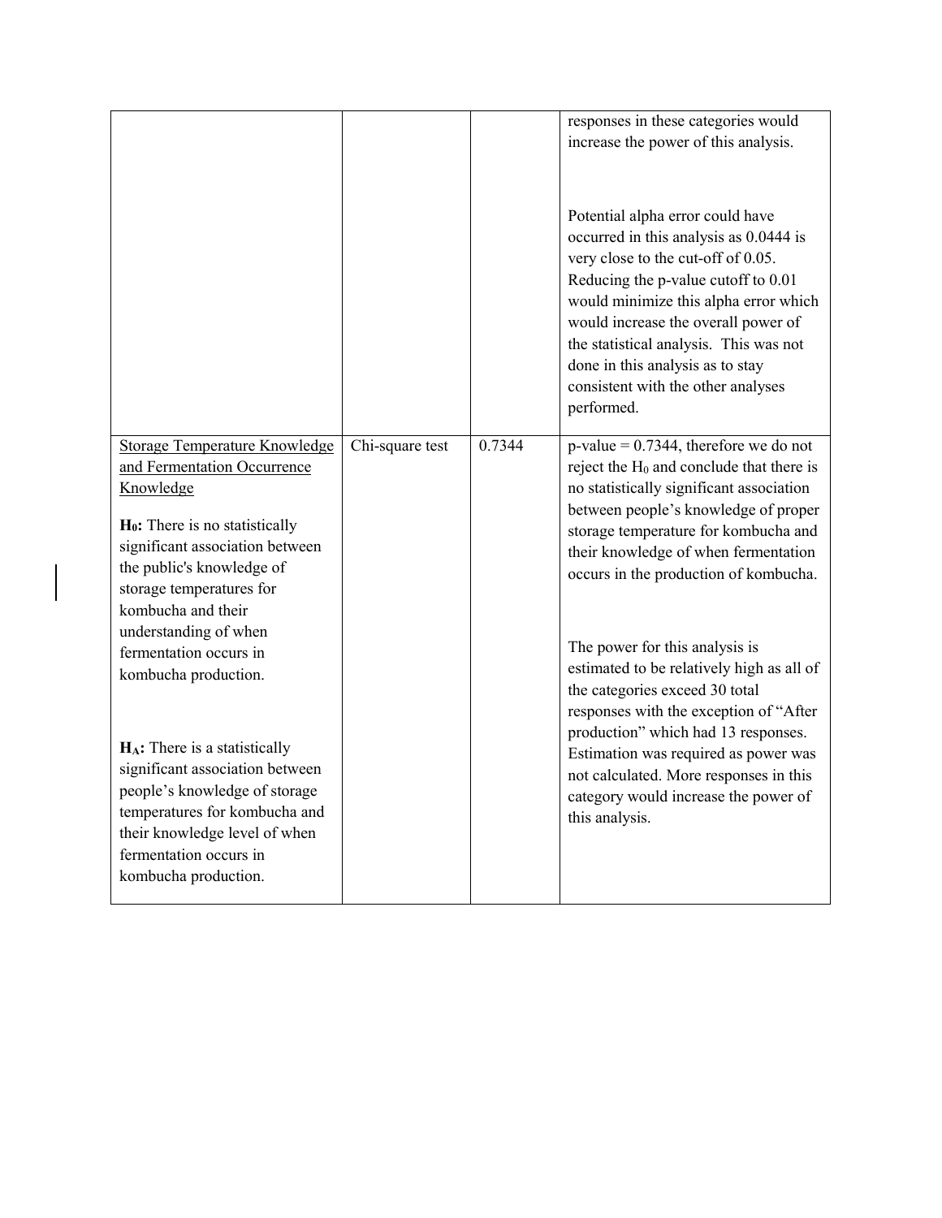| | | | |
|---|---|---|---|
| | | | responses in these categories would increase the power of this analysis.<br><br>Potential alpha error could have occurred in this analysis as 0.0444 is very close to the cut-off of 0.05. Reducing the p-value cutoff to 0.01 would minimize this alpha error which would increase the overall power of the statistical analysis. This was not done in this analysis as to stay consistent with the other analyses performed. |
| <u>Storage Temperature Knowledge and Fermentation Occurrence Knowledge</u><br><br>**$H_0$:** There is no statistically significant association between the public's knowledge of storage temperatures for kombucha and their understanding of when fermentation occurs in kombucha production.<br><br>**$H_A$:** There is a statistically significant association between people's knowledge of storage temperatures for kombucha and their knowledge level of when fermentation occurs in kombucha production. | Chi-square test | 0.7344 | p-value = 0.7344, therefore we do not reject the $H_0$ and conclude that there is no statistically significant association between people's knowledge of proper storage temperature for kombucha and their knowledge of when fermentation occurs in the production of kombucha.<br><br>The power for this analysis is estimated to be relatively high as all of the categories exceed 30 total responses with the exception of "After production" which had 13 responses. Estimation was required as power was not calculated. More responses in this category would increase the power of this analysis. |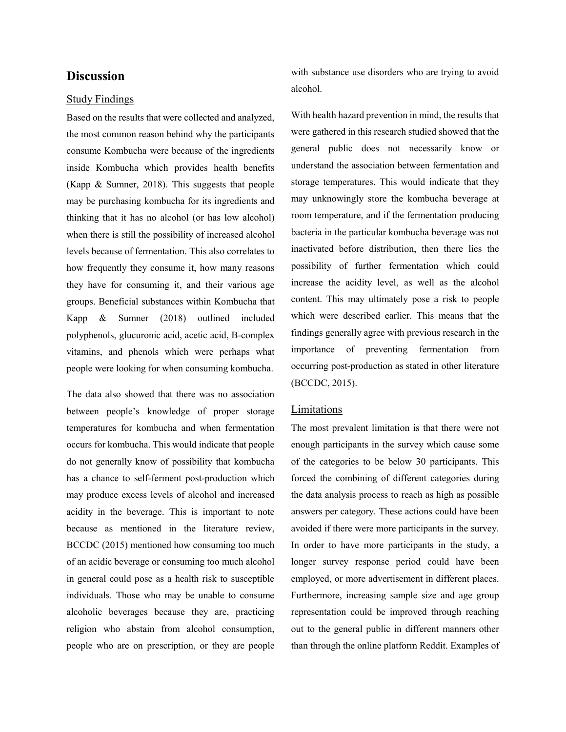## Discussion

### Study Findings

Based on the results that were collected and analyzed, the most common reason behind why the participants consume Kombucha were because of the ingredients inside Kombucha which provides health benefits (Kapp & Sumner, 2018). This suggests that people may be purchasing kombucha for its ingredients and thinking that it has no alcohol (or has low alcohol) when there is still the possibility of increased alcohol levels because of fermentation. This also correlates to how frequently they consume it, how many reasons they have for consuming it, and their various age groups. Beneficial substances within Kombucha that Kapp & Sumner (2018) outlined included polyphenols, glucuronic acid, acetic acid, B-complex vitamins, and phenols which were perhaps what people were looking for when consuming kombucha.

The data also showed that there was no association between people's knowledge of proper storage temperatures for kombucha and when fermentation occurs for kombucha. This would indicate that people do not generally know of possibility that kombucha has a chance to self-ferment post-production which may produce excess levels of alcohol and increased acidity in the beverage. This is important to note because as mentioned in the literature review, BCCDC (2015) mentioned how consuming too much of an acidic beverage or consuming too much alcohol in general could pose as a health risk to susceptible individuals. Those who may be unable to consume alcoholic beverages because they are, practicing religion who abstain from alcohol consumption, people who are on prescription, or they are people with substance use disorders who are trying to avoid alcohol.

With health hazard prevention in mind, the results that were gathered in this research studied showed that the general public does not necessarily know or understand the association between fermentation and storage temperatures. This would indicate that they may unknowingly store the kombucha beverage at room temperature, and if the fermentation producing bacteria in the particular kombucha beverage was not inactivated before distribution, then there lies the possibility of further fermentation which could increase the acidity level, as well as the alcohol content. This may ultimately pose a risk to people which were described earlier. This means that the findings generally agree with previous research in the importance of preventing fermentation from occurring post-production as stated in other literature (BCCDC, 2015).

### Limitations

The most prevalent limitation is that there were not enough participants in the survey which cause some of the categories to be below 30 participants. This forced the combining of different categories during the data analysis process to reach as high as possible answers per category. These actions could have been avoided if there were more participants in the survey. In order to have more participants in the study, a longer survey response period could have been employed, or more advertisement in different places. Furthermore, increasing sample size and age group representation could be improved through reaching out to the general public in different manners other than through the online platform Reddit. Examples of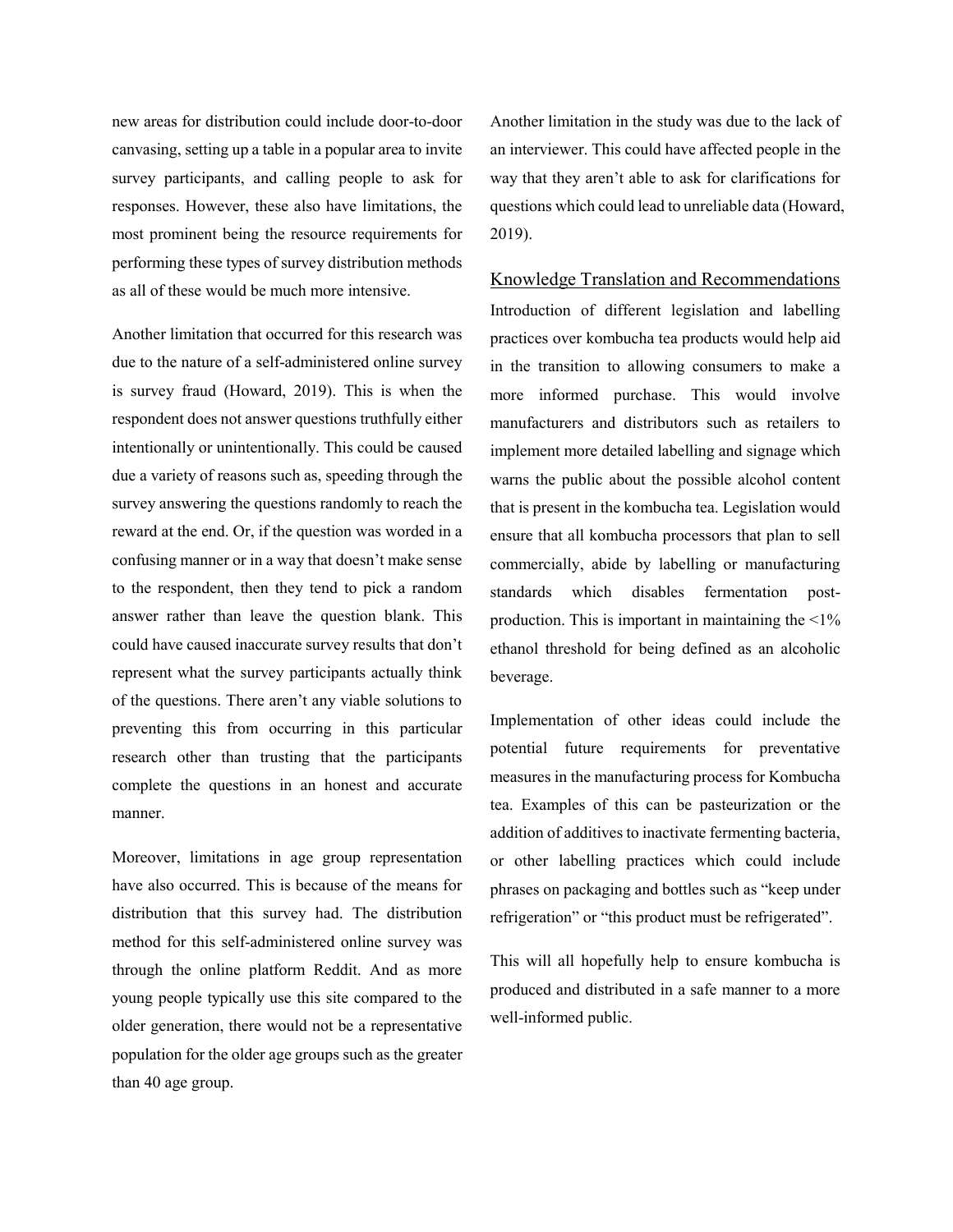new areas for distribution could include door-to-door canvasing, setting up a table in a popular area to invite survey participants, and calling people to ask for responses. However, these also have limitations, the most prominent being the resource requirements for performing these types of survey distribution methods as all of these would be much more intensive.

Another limitation that occurred for this research was due to the nature of a self-administered online survey is survey fraud (Howard, 2019). This is when the respondent does not answer questions truthfully either intentionally or unintentionally. This could be caused due a variety of reasons such as, speeding through the survey answering the questions randomly to reach the reward at the end. Or, if the question was worded in a confusing manner or in a way that doesn't make sense to the respondent, then they tend to pick a random answer rather than leave the question blank. This could have caused inaccurate survey results that don't represent what the survey participants actually think of the questions. There aren't any viable solutions to preventing this from occurring in this particular research other than trusting that the participants complete the questions in an honest and accurate manner.

Moreover, limitations in age group representation have also occurred. This is because of the means for distribution that this survey had. The distribution method for this self-administered online survey was through the online platform Reddit. And as more young people typically use this site compared to the older generation, there would not be a representative population for the older age groups such as the greater than 40 age group.

Another limitation in the study was due to the lack of an interviewer. This could have affected people in the way that they aren't able to ask for clarifications for questions which could lead to unreliable data (Howard, 2019).

## Knowledge Translation and Recommendations

Introduction of different legislation and labelling practices over kombucha tea products would help aid in the transition to allowing consumers to make a more informed purchase. This would involve manufacturers and distributors such as retailers to implement more detailed labelling and signage which warns the public about the possible alcohol content that is present in the kombucha tea. Legislation would ensure that all kombucha processors that plan to sell commercially, abide by labelling or manufacturing standards which disables fermentation post-production. This is important in maintaining the <1% ethanol threshold for being defined as an alcoholic beverage.

Implementation of other ideas could include the potential future requirements for preventative measures in the manufacturing process for Kombucha tea. Examples of this can be pasteurization or the addition of additives to inactivate fermenting bacteria, or other labelling practices which could include phrases on packaging and bottles such as "keep under refrigeration" or "this product must be refrigerated".

This will all hopefully help to ensure kombucha is produced and distributed in a safe manner to a more well-informed public.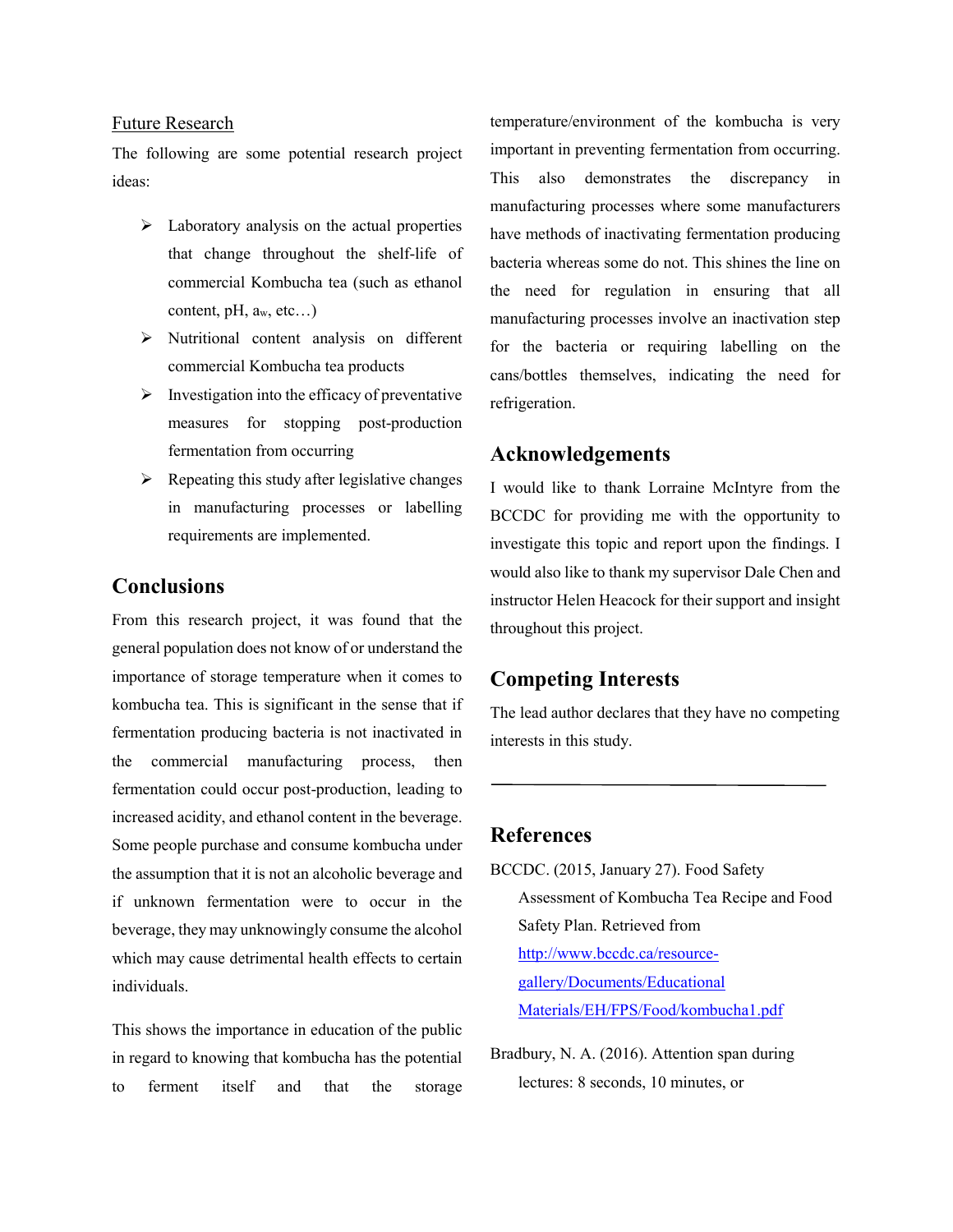Future Research

The following are some potential research project ideas:

- Laboratory analysis on the actual properties that change throughout the shelf-life of commercial Kombucha tea (such as ethanol content, pH, $a_w$, etc…)
- Nutritional content analysis on different commercial Kombucha tea products
- Investigation into the efficacy of preventative measures for stopping post-production fermentation from occurring
- Repeating this study after legislative changes in manufacturing processes or labelling requirements are implemented.

## Conclusions

From this research project, it was found that the general population does not know of or understand the importance of storage temperature when it comes to kombucha tea. This is significant in the sense that if fermentation producing bacteria is not inactivated in the commercial manufacturing process, then fermentation could occur post-production, leading to increased acidity, and ethanol content in the beverage. Some people purchase and consume kombucha under the assumption that it is not an alcoholic beverage and if unknown fermentation were to occur in the beverage, they may unknowingly consume the alcohol which may cause detrimental health effects to certain individuals.

This shows the importance in education of the public in regard to knowing that kombucha has the potential to ferment itself and that the storage temperature/environment of the kombucha is very important in preventing fermentation from occurring. This also demonstrates the discrepancy in manufacturing processes where some manufacturers have methods of inactivating fermentation producing bacteria whereas some do not. This shines the line on the need for regulation in ensuring that all manufacturing processes involve an inactivation step for the bacteria or requiring labelling on the cans/bottles themselves, indicating the need for refrigeration.

## Acknowledgements

I would like to thank Lorraine McIntyre from the BCCDC for providing me with the opportunity to investigate this topic and report upon the findings. I would also like to thank my supervisor Dale Chen and instructor Helen Heacock for their support and insight throughout this project.

## Competing Interests

The lead author declares that they have no competing interests in this study.

---

## References

BCCDC. (2015, January 27). Food Safety Assessment of Kombucha Tea Recipe and Food Safety Plan. Retrieved from http://www.bccdc.ca/resource-gallery/Documents/Educational Materials/EH/FPS/Food/kombucha1.pdf

Bradbury, N. A. (2016). Attention span during lectures: 8 seconds, 10 minutes, or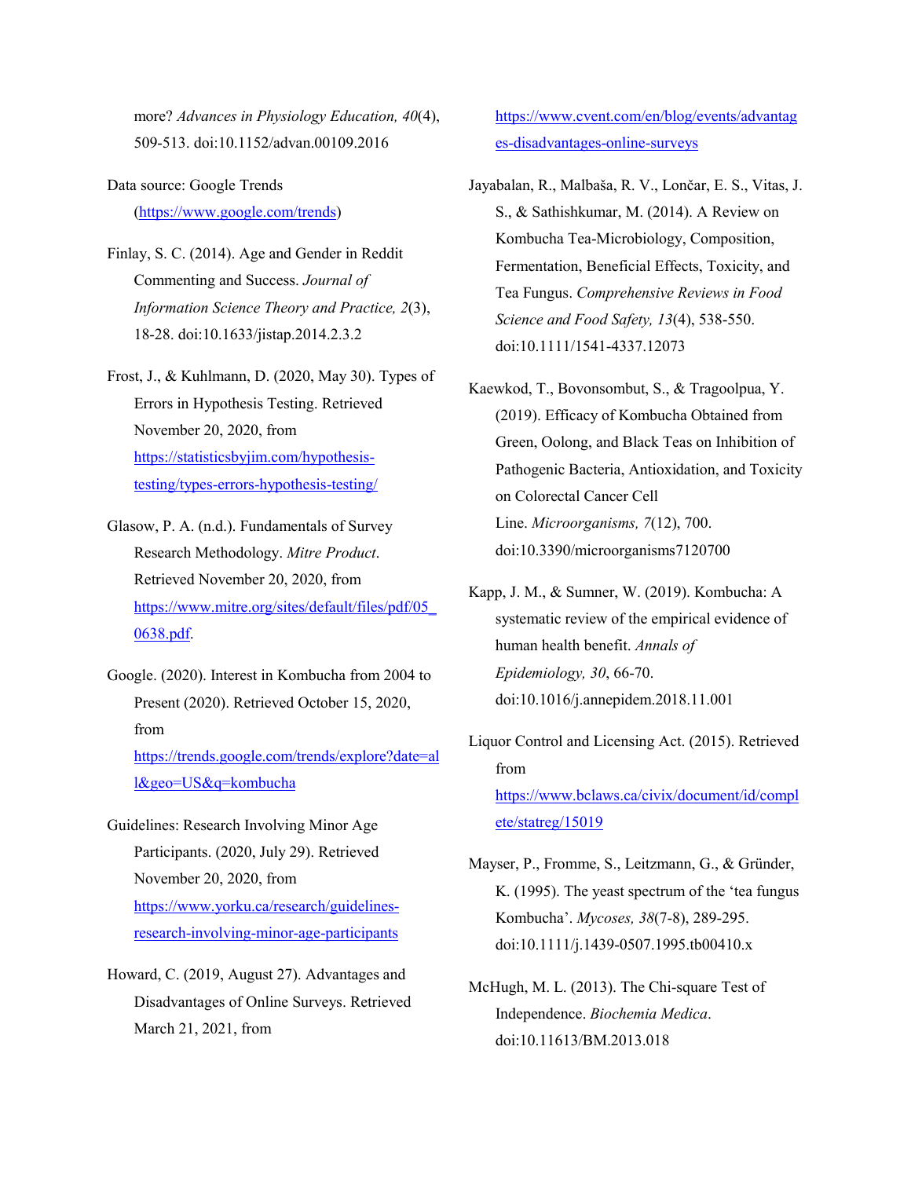more? *Advances in Physiology Education, 40*(4), 509-513. doi:10.1152/advan.00109.2016

Data source: Google Trends (https://www.google.com/trends)

Finlay, S. C. (2014). Age and Gender in Reddit Commenting and Success. *Journal of Information Science Theory and Practice, 2*(3), 18-28. doi:10.1633/jistap.2014.2.3.2

Frost, J., & Kuhlmann, D. (2020, May 30). Types of Errors in Hypothesis Testing. Retrieved November 20, 2020, from https://statisticsbyjim.com/hypothesis-testing/types-errors-hypothesis-testing/

Glasow, P. A. (n.d.). Fundamentals of Survey Research Methodology. *Mitre Product*. Retrieved November 20, 2020, from https://www.mitre.org/sites/default/files/pdf/05_0638.pdf.

Google. (2020). Interest in Kombucha from 2004 to Present (2020). Retrieved October 15, 2020, from https://trends.google.com/trends/explore?date=all&geo=US&q=kombucha

Guidelines: Research Involving Minor Age Participants. (2020, July 29). Retrieved November 20, 2020, from https://www.yorku.ca/research/guidelines-research-involving-minor-age-participants

Howard, C. (2019, August 27). Advantages and Disadvantages of Online Surveys. Retrieved March 21, 2021, from https://www.cvent.com/en/blog/events/advantages-disadvantages-online-surveys

Jayabalan, R., Malbaša, R. V., Lončar, E. S., Vitas, J. S., & Sathishkumar, M. (2014). A Review on Kombucha Tea-Microbiology, Composition, Fermentation, Beneficial Effects, Toxicity, and Tea Fungus. *Comprehensive Reviews in Food Science and Food Safety, 13*(4), 538-550. doi:10.1111/1541-4337.12073

Kaewkod, T., Bovonsombut, S., & Tragoolpua, Y. (2019). Efficacy of Kombucha Obtained from Green, Oolong, and Black Teas on Inhibition of Pathogenic Bacteria, Antioxidation, and Toxicity on Colorectal Cancer Cell Line. *Microorganisms, 7*(12), 700. doi:10.3390/microorganisms7120700

Kapp, J. M., & Sumner, W. (2019). Kombucha: A systematic review of the empirical evidence of human health benefit. *Annals of Epidemiology, 30*, 66-70. doi:10.1016/j.annepidem.2018.11.001

Liquor Control and Licensing Act. (2015). Retrieved from https://www.bclaws.ca/civix/document/id/complete/statreg/15019

Mayser, P., Fromme, S., Leitzmann, G., & Gründer, K. (1995). The yeast spectrum of the 'tea fungus Kombucha'. *Mycoses, 38*(7-8), 289-295. doi:10.1111/j.1439-0507.1995.tb00410.x

McHugh, M. L. (2013). The Chi-square Test of Independence. *Biochemia Medica*. doi:10.11613/BM.2013.018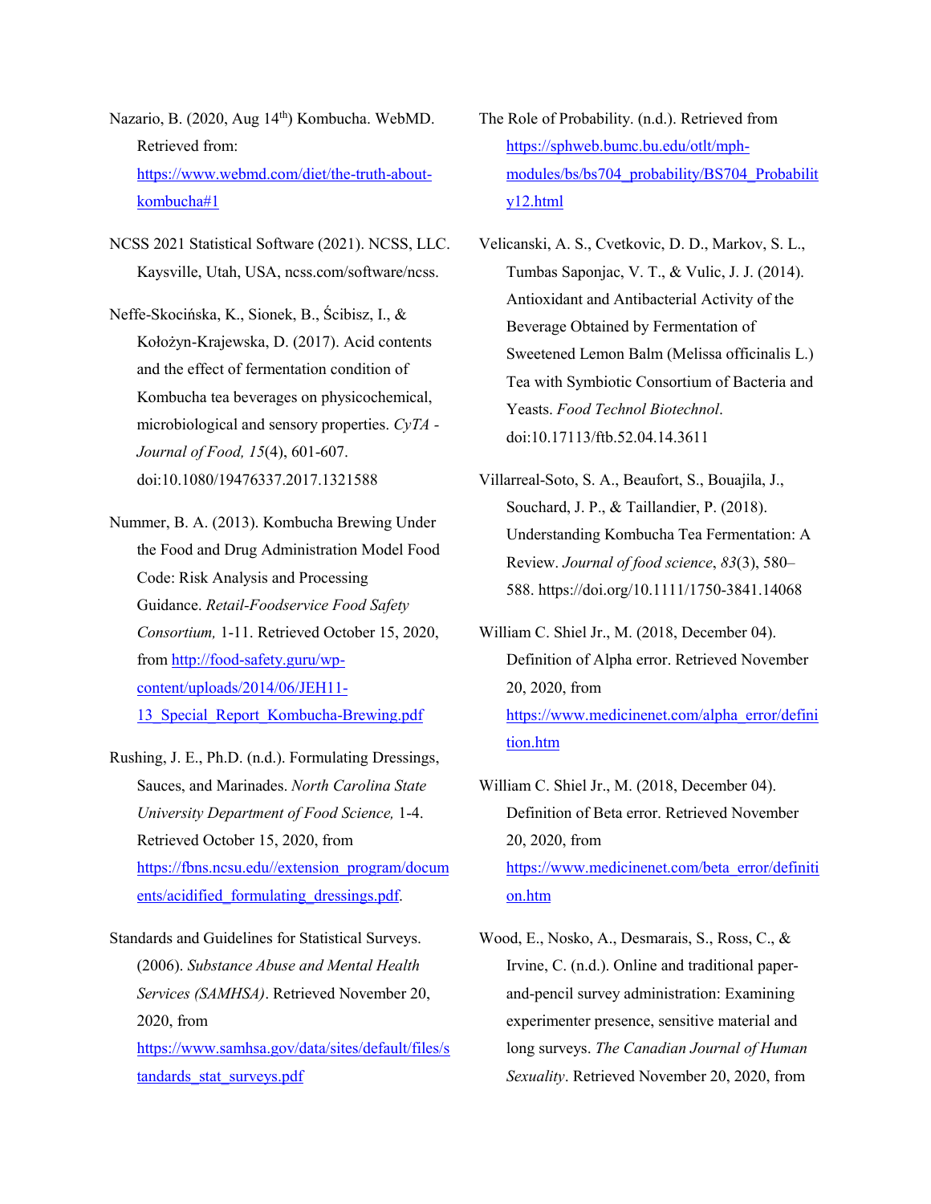Nazario, B. (2020, Aug 14th) Kombucha. WebMD. Retrieved from: https://www.webmd.com/diet/the-truth-about-kombucha#1

NCSS 2021 Statistical Software (2021). NCSS, LLC. Kaysville, Utah, USA, ncss.com/software/ncss.

Neffe-Skocińska, K., Sionek, B., Ścibisz, I., & Kołożyn-Krajewska, D. (2017). Acid contents and the effect of fermentation condition of Kombucha tea beverages on physicochemical, microbiological and sensory properties. *CyTA - Journal of Food, 15*(4), 601-607. doi:10.1080/19476337.2017.1321588

Nummer, B. A. (2013). Kombucha Brewing Under the Food and Drug Administration Model Food Code: Risk Analysis and Processing Guidance. *Retail-Foodservice Food Safety Consortium,* 1-11. Retrieved October 15, 2020, from http://food-safety.guru/wp-content/uploads/2014/06/JEH11-13_Special_Report_Kombucha-Brewing.pdf

Rushing, J. E., Ph.D. (n.d.). Formulating Dressings, Sauces, and Marinades. *North Carolina State University Department of Food Science,* 1-4. Retrieved October 15, 2020, from https://fbns.ncsu.edu//extension_program/documents/acidified_formulating_dressings.pdf.

Standards and Guidelines for Statistical Surveys. (2006). *Substance Abuse and Mental Health Services (SAMHSA)*. Retrieved November 20, 2020, from https://www.samhsa.gov/data/sites/default/files/standards_stat_surveys.pdf

The Role of Probability. (n.d.). Retrieved from https://sphweb.bumc.bu.edu/otlt/mph-modules/bs/bs704_probability/BS704_Probability12.html

Velicanski, A. S., Cvetkovic, D. D., Markov, S. L., Tumbas Saponjac, V. T., & Vulic, J. J. (2014). Antioxidant and Antibacterial Activity of the Beverage Obtained by Fermentation of Sweetened Lemon Balm (Melissa officinalis L.) Tea with Symbiotic Consortium of Bacteria and Yeasts. *Food Technol Biotechnol*. doi:10.17113/ftb.52.04.14.3611

Villarreal-Soto, S. A., Beaufort, S., Bouajila, J., Souchard, J. P., & Taillandier, P. (2018). Understanding Kombucha Tea Fermentation: A Review. *Journal of food science*, *83*(3), 580–588. https://doi.org/10.1111/1750-3841.14068

William C. Shiel Jr., M. (2018, December 04). Definition of Alpha error. Retrieved November 20, 2020, from https://www.medicinenet.com/alpha_error/definition.htm

William C. Shiel Jr., M. (2018, December 04). Definition of Beta error. Retrieved November 20, 2020, from https://www.medicinenet.com/beta_error/definition.htm

Wood, E., Nosko, A., Desmarais, S., Ross, C., & Irvine, C. (n.d.). Online and traditional paper-and-pencil survey administration: Examining experimenter presence, sensitive material and long surveys. *The Canadian Journal of Human Sexuality*. Retrieved November 20, 2020, from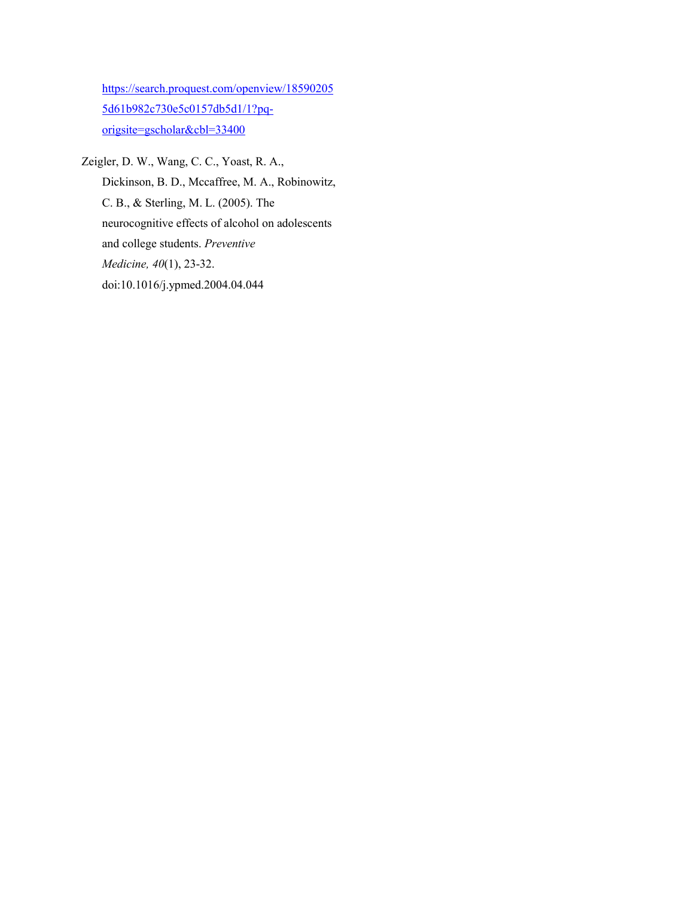https://search.proquest.com/openview/185902055d61b982c730e5c0157db5d1/1?pq-origsite=gscholar&cbl=33400

Zeigler, D. W., Wang, C. C., Yoast, R. A., Dickinson, B. D., Mccaffree, M. A., Robinowitz, C. B., & Sterling, M. L. (2005). The neurocognitive effects of alcohol on adolescents and college students. *Preventive Medicine, 40*(1), 23-32. doi:10.1016/j.ypmed.2004.04.044